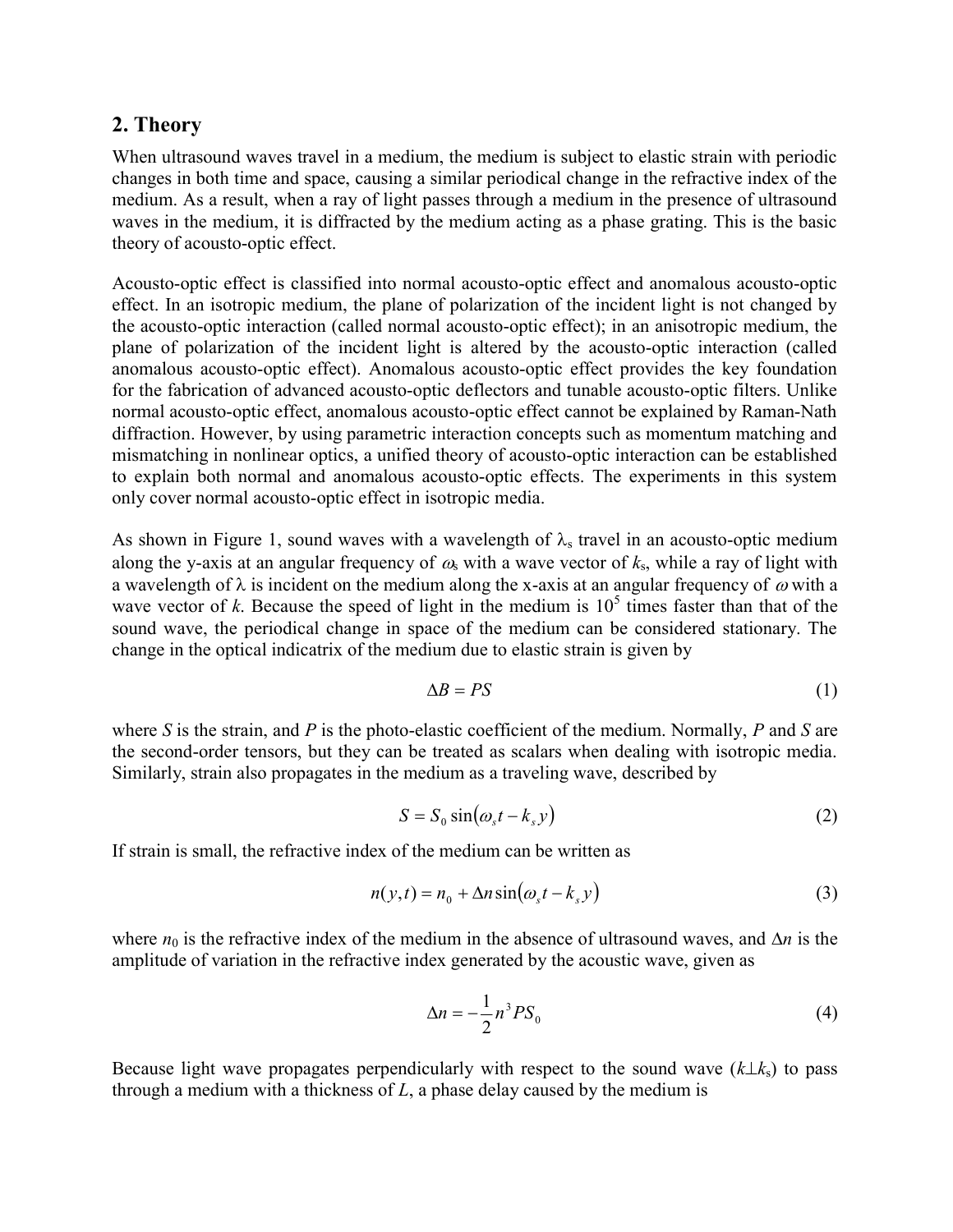## 2. Theory

When ultrasound waves travel in a medium, the medium is subject to elastic strain with periodic changes in both time and space, causing a similar periodical change in the refractive index of the medium. As a result, when a ray of light passes through a medium in the presence of ultrasound waves in the medium, it is diffracted by the medium acting as a phase grating. This is the basic theory of acousto-optic effect.

Acousto-optic effect is classified into normal acousto-optic effect and anomalous acousto-optic effect. In an isotropic medium, the plane of polarization of the incident light is not changed by the acousto-optic interaction (called normal acousto-optic effect); in an anisotropic medium, the plane of polarization of the incident light is altered by the acousto-optic interaction (called anomalous acousto-optic effect). Anomalous acousto-optic effect provides the key foundation for the fabrication of advanced acousto-optic deflectors and tunable acousto-optic filters. Unlike normal acousto-optic effect, anomalous acousto-optic effect cannot be explained by Raman-Nath diffraction. However, by using parametric interaction concepts such as momentum matching and mismatching in nonlinear optics, a unified theory of acousto-optic interaction can be established to explain both normal and anomalous acousto-optic effects. The experiments in this system only cover normal acousto-optic effect in isotropic media.

As shown in Figure 1, sound waves with a wavelength of $\lambda_s$ travel in an acousto-optic medium along the y-axis at an angular frequency of $\omega_s$ with a wave vector of $k_s$, while a ray of light with a wavelength of $\lambda$ is incident on the medium along the x-axis at an angular frequency of $\omega$ with a wave vector of $k$. Because the speed of light in the medium is $10^5$ times faster than that of the sound wave, the periodical change in space of the medium can be considered stationary. The change in the optical indicatrix of the medium due to elastic strain is given by

$$\Delta B = PS \tag{1}$$

where $S$ is the strain, and $P$ is the photo-elastic coefficient of the medium. Normally, $P$ and $S$ are the second-order tensors, but they can be treated as scalars when dealing with isotropic media. Similarly, strain also propagates in the medium as a traveling wave, described by

$$S = S_0 \sin(\omega_s t - k_s y) \tag{2}$$

If strain is small, the refractive index of the medium can be written as

$$n(y,t) = n_0 + \Delta n \sin(\omega_s t - k_s y) \tag{3}$$

where $n_0$ is the refractive index of the medium in the absence of ultrasound waves, and $\Delta n$ is the amplitude of variation in the refractive index generated by the acoustic wave, given as

$$\Delta n = -\frac{1}{2} n^3 P S_0 \tag{4}$$

Because light wave propagates perpendicularly with respect to the sound wave ($k \perp k_s$) to pass through a medium with a thickness of $L$, a phase delay caused by the medium is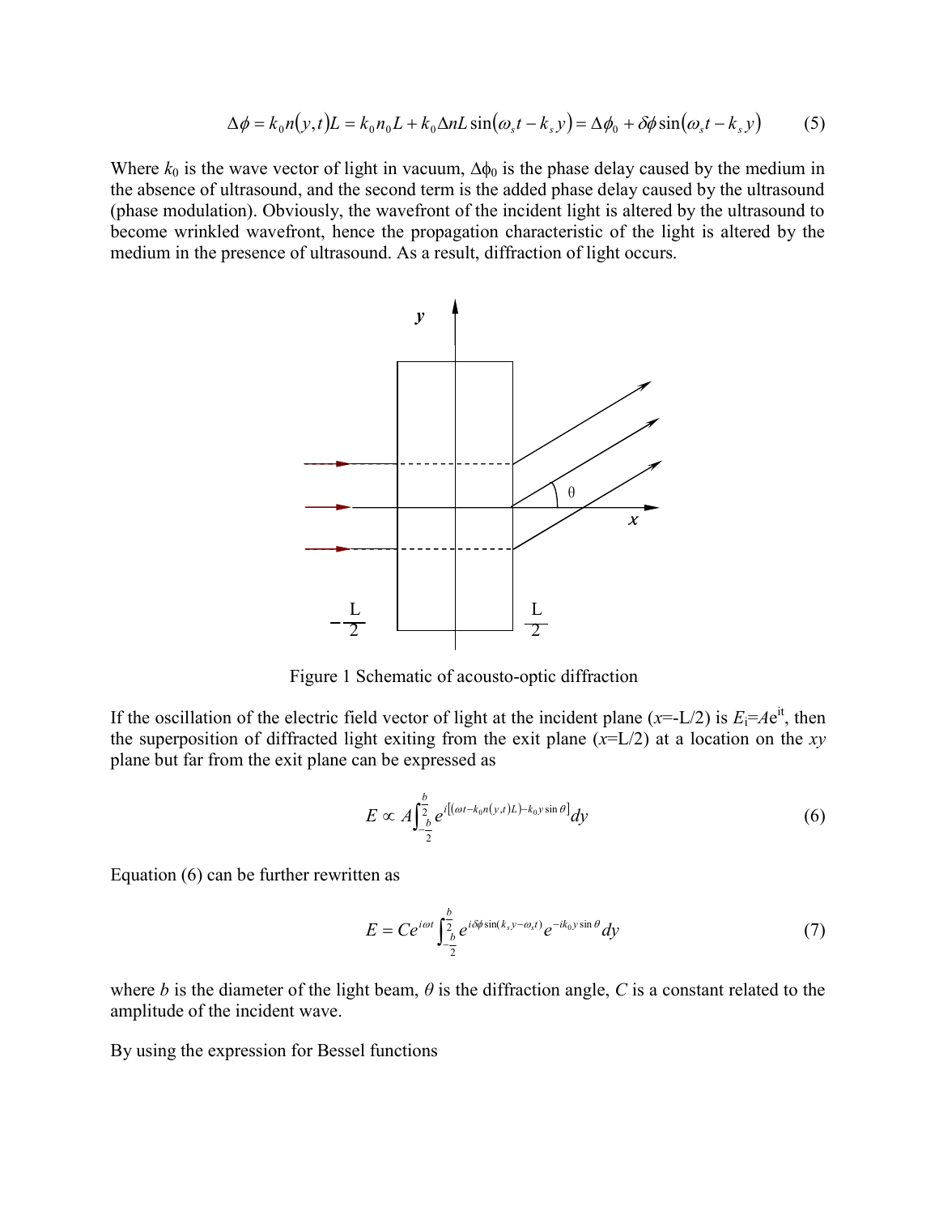$$\Delta\phi = k_0 n(y,t)L = k_0 n_0 L + k_0 \Delta n L \sin(\omega_s t - k_s y) = \Delta\phi_0 + \delta\phi \sin(\omega_s t - k_s y) \tag{5}$$

Where $k_0$ is the wave vector of light in vacuum, $\Delta\phi_0$ is the phase delay caused by the medium in the absence of ultrasound, and the second term is the added phase delay caused by the ultrasound (phase modulation). Obviously, the wavefront of the incident light is altered by the ultrasound to become wrinkled wavefront, hence the propagation characteristic of the light is altered by the medium in the presence of ultrasound. As a result, diffraction of light occurs.

Figure 1 Schematic of acousto-optic diffraction

If the oscillation of the electric field vector of light at the incident plane ($x$=-L/2) is $E_i = Ae^{it}$, then the superposition of diffracted light exiting from the exit plane ($x$=L/2) at a location on the $xy$ plane but far from the exit plane can be expressed as

$$E \propto A\int_{-\frac{b}{2}}^{\frac{b}{2}} e^{i[(\omega t - k_0 n(y,t)L) - k_0 y \sin\theta]} dy \tag{6}$$

Equation (6) can be further rewritten as

$$E = Ce^{i\omega t}\int_{-\frac{b}{2}}^{\frac{b}{2}} e^{i\delta\phi \sin(k_s y - \omega_s t)} e^{-ik_0 y \sin\theta} dy \tag{7}$$

where $b$ is the diameter of the light beam, $\theta$ is the diffraction angle, $C$ is a constant related to the amplitude of the incident wave.

By using the expression for Bessel functions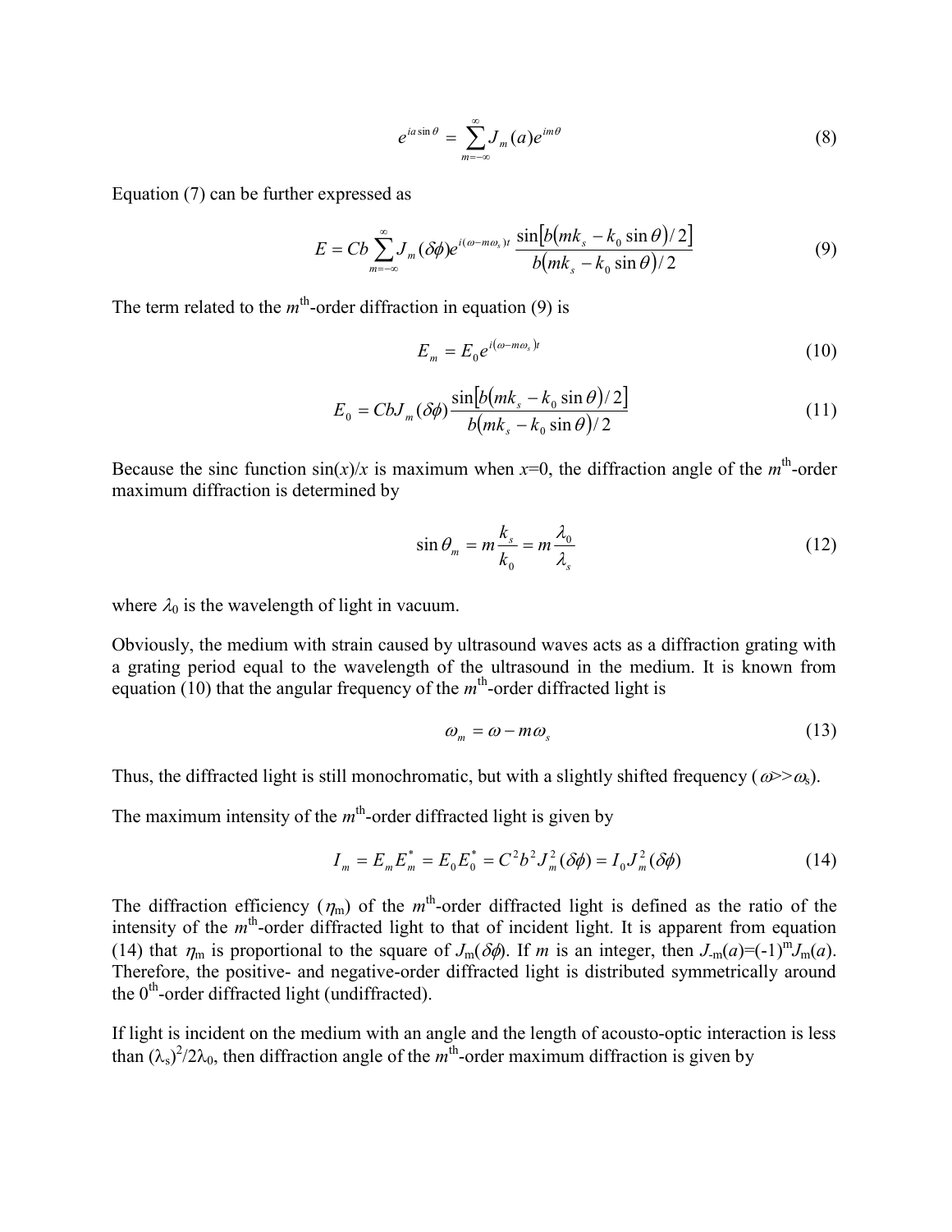$$e^{ia\sin\theta} = \sum_{m=-\infty}^{\infty} J_m(a) e^{im\theta} \tag{8}$$

Equation (7) can be further expressed as

$$E = Cb\sum_{m=-\infty}^{\infty} J_m(\delta\phi) e^{i(\omega - m\omega_s)t} \frac{\sin\left[b\left(mk_s - k_0\sin\theta\right)/2\right]}{b\left(mk_s - k_0\sin\theta\right)/2} \tag{9}$$

The term related to the $m^{\text{th}}$-order diffraction in equation (9) is

$$E_m = E_0 e^{i\left(\omega - m\omega_s\right)t} \tag{10}$$

$$E_0 = CbJ_m(\delta\phi)\frac{\sin\left[b\left(mk_s - k_0\sin\theta\right)/2\right]}{b\left(mk_s - k_0\sin\theta\right)/2} \tag{11}$$

Because the sinc function $\sin(x)/x$ is maximum when $x$=0, the diffraction angle of the $m^{\text{th}}$-order maximum diffraction is determined by

$$\sin\theta_m = m\frac{k_s}{k_0} = m\frac{\lambda_0}{\lambda_s} \tag{12}$$

where $\lambda_0$ is the wavelength of light in vacuum.

Obviously, the medium with strain caused by ultrasound waves acts as a diffraction grating with a grating period equal to the wavelength of the ultrasound in the medium. It is known from equation (10) that the angular frequency of the $m^{\text{th}}$-order diffracted light is

$$\omega_m = \omega - m\omega_s \tag{13}$$

Thus, the diffracted light is still monochromatic, but with a slightly shifted frequency ($\omega$>>$\omega_s$).

The maximum intensity of the $m^{\text{th}}$-order diffracted light is given by

$$I_m = E_m E_m^* = E_0 E_0^* = C^2 b^2 J_m^2(\delta\phi) = I_0 J_m^2(\delta\phi) \tag{14}$$

The diffraction efficiency ($\eta_m$) of the $m^{\text{th}}$-order diffracted light is defined as the ratio of the intensity of the $m^{\text{th}}$-order diffracted light to that of incident light. It is apparent from equation (14) that $\eta_m$ is proportional to the square of $J_m(\delta\phi)$. If $m$ is an integer, then $J_{-m}(a)=(-1)^m J_m(a)$. Therefore, the positive- and negative-order diffracted light is distributed symmetrically around the $0^{\text{th}}$-order diffracted light (undiffracted).

If light is incident on the medium with an angle and the length of acousto-optic interaction is less than $(\lambda_s)^2/2\lambda_0$, then diffraction angle of the $m^{\text{th}}$-order maximum diffraction is given by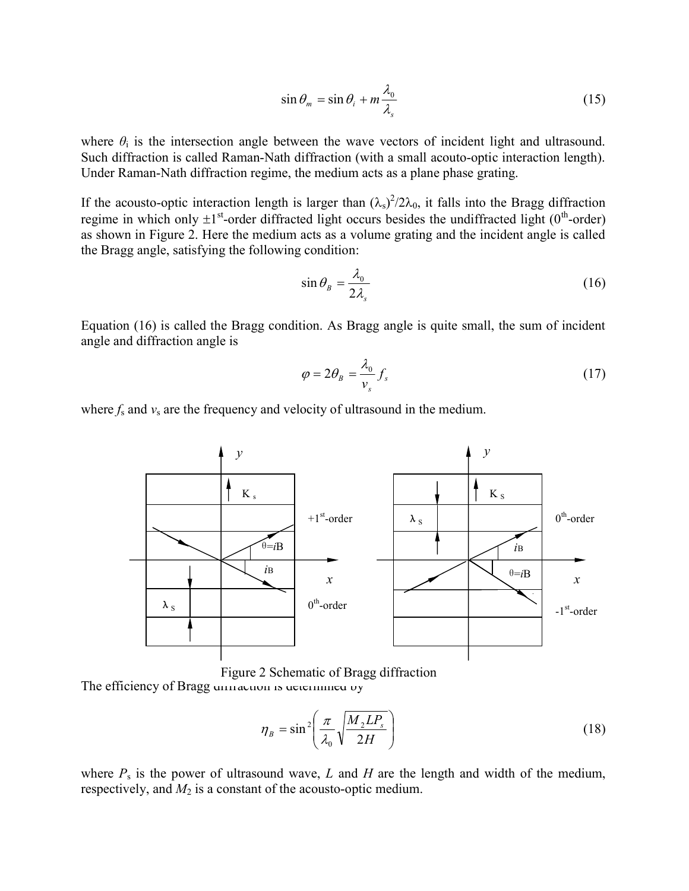$$\sin\theta_m = \sin\theta_i + m\frac{\lambda_0}{\lambda_s} \tag{15}$$

where $\theta_i$ is the intersection angle between the wave vectors of incident light and ultrasound. Such diffraction is called Raman-Nath diffraction (with a small acouto-optic interaction length). Under Raman-Nath diffraction regime, the medium acts as a plane phase grating.

If the acousto-optic interaction length is larger than $(\lambda_s)^2/2\lambda_0$, it falls into the Bragg diffraction regime in which only $\pm 1^{st}$-order diffracted light occurs besides the undiffracted light ($0^{th}$-order) as shown in Figure 2. Here the medium acts as a volume grating and the incident angle is called the Bragg angle, satisfying the following condition:

$$\sin\theta_B = \frac{\lambda_0}{2\lambda_s} \tag{16}$$

Equation (16) is called the Bragg condition. As Bragg angle is quite small, the sum of incident angle and diffraction angle is

$$\varphi = 2\theta_B = \frac{\lambda_0}{v_s} f_s \tag{17}$$

where $f_s$ and $v_s$ are the frequency and velocity of ultrasound in the medium.

Figure 2 Schematic of Bragg diffraction

The efficiency of Bragg diffraction is determined by

$$\eta_B = \sin^2\left(\frac{\pi}{\lambda_0}\sqrt{\frac{M_2 L P_s}{2H}}\right) \tag{18}$$

where $P_s$ is the power of ultrasound wave, $L$ and $H$ are the length and width of the medium, respectively, and $M_2$ is a constant of the acousto-optic medium.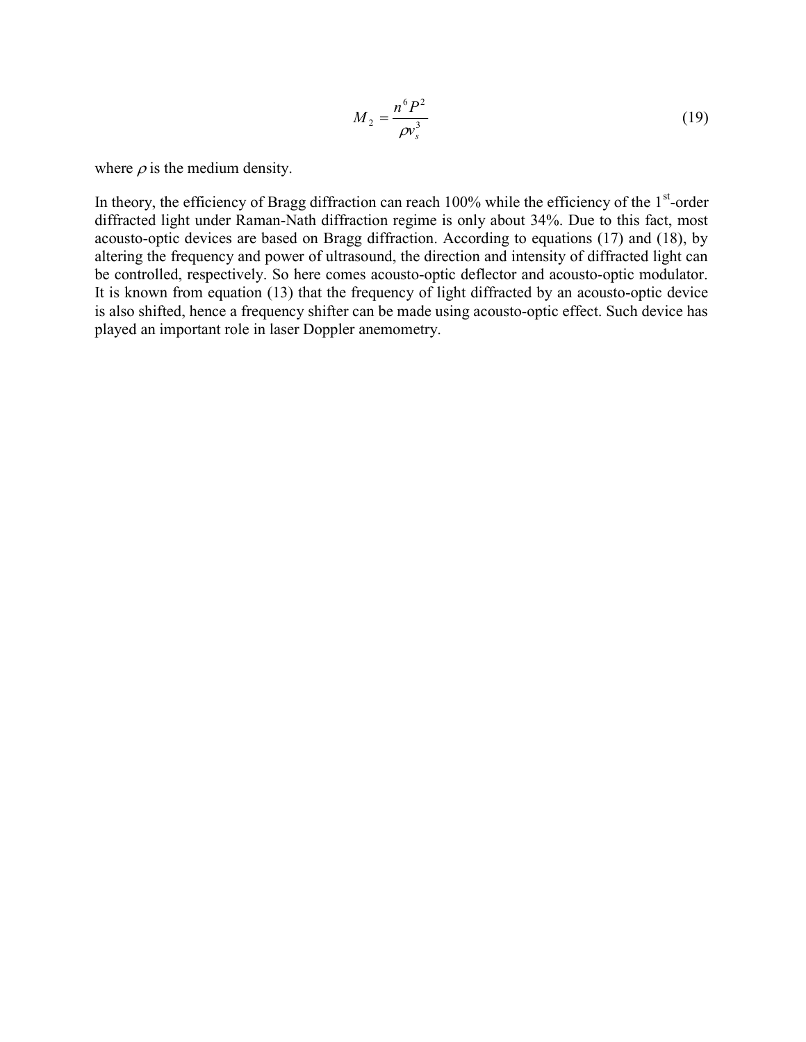$$M_2 = \frac{n^6 P^2}{\rho v_s^3} \tag{19}$$

where $\rho$ is the medium density.

In theory, the efficiency of Bragg diffraction can reach 100% while the efficiency of the $1^{st}$-order diffracted light under Raman-Nath diffraction regime is only about 34%. Due to this fact, most acousto-optic devices are based on Bragg diffraction. According to equations (17) and (18), by altering the frequency and power of ultrasound, the direction and intensity of diffracted light can be controlled, respectively. So here comes acousto-optic deflector and acousto-optic modulator. It is known from equation (13) that the frequency of light diffracted by an acousto-optic device is also shifted, hence a frequency shifter can be made using acousto-optic effect. Such device has played an important role in laser Doppler anemometry.